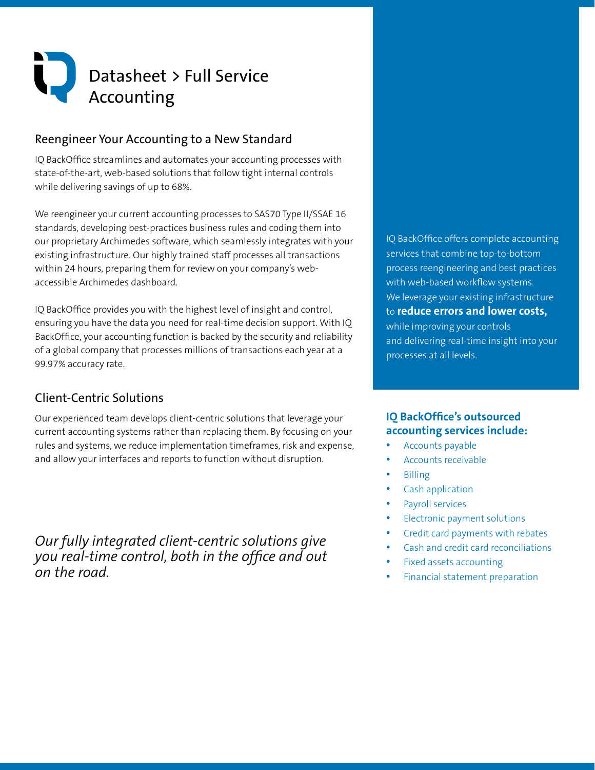# Datasheet > Full Service Accounting

## Reengineer Your Accounting to a New Standard

IQ BackOffice streamlines and automates your accounting processes with state-of-the-art, web-based solutions that follow tight internal controls while delivering savings of up to 68%.

We reengineer your current accounting processes to SAS70 Type II/SSAE 16 standards, developing best-practices business rules and coding them into our proprietary Archimedes software, which seamlessly integrates with your existing infrastructure. Our highly trained staff processes all transactions within 24 hours, preparing them for review on your company's web-accessible Archimedes dashboard.

IQ BackOffice provides you with the highest level of insight and control, ensuring you have the data you need for real-time decision support. With IQ BackOffice, your accounting function is backed by the security and reliability of a global company that processes millions of transactions each year at a 99.97% accuracy rate.

## Client-Centric Solutions

Our experienced team develops client-centric solutions that leverage your current accounting systems rather than replacing them. By focusing on your rules and systems, we reduce implementation timeframes, risk and expense, and allow your interfaces and reports to function without disruption.

*Our fully integrated client-centric solutions give you real-time control, both in the office and out on the road.*

IQ BackOffice offers complete accounting services that combine top-to-bottom process reengineering and best practices with web-based workflow systems. We leverage your existing infrastructure to **reduce errors and lower costs,** while improving your controls and delivering real-time insight into your processes at all levels.

### IQ BackOffice's outsourced accounting services include:

- Accounts payable
- Accounts receivable
- Billing
- Cash application
- Payroll services
- Electronic payment solutions
- Credit card payments with rebates
- Cash and credit card reconciliations
- Fixed assets accounting
- Financial statement preparation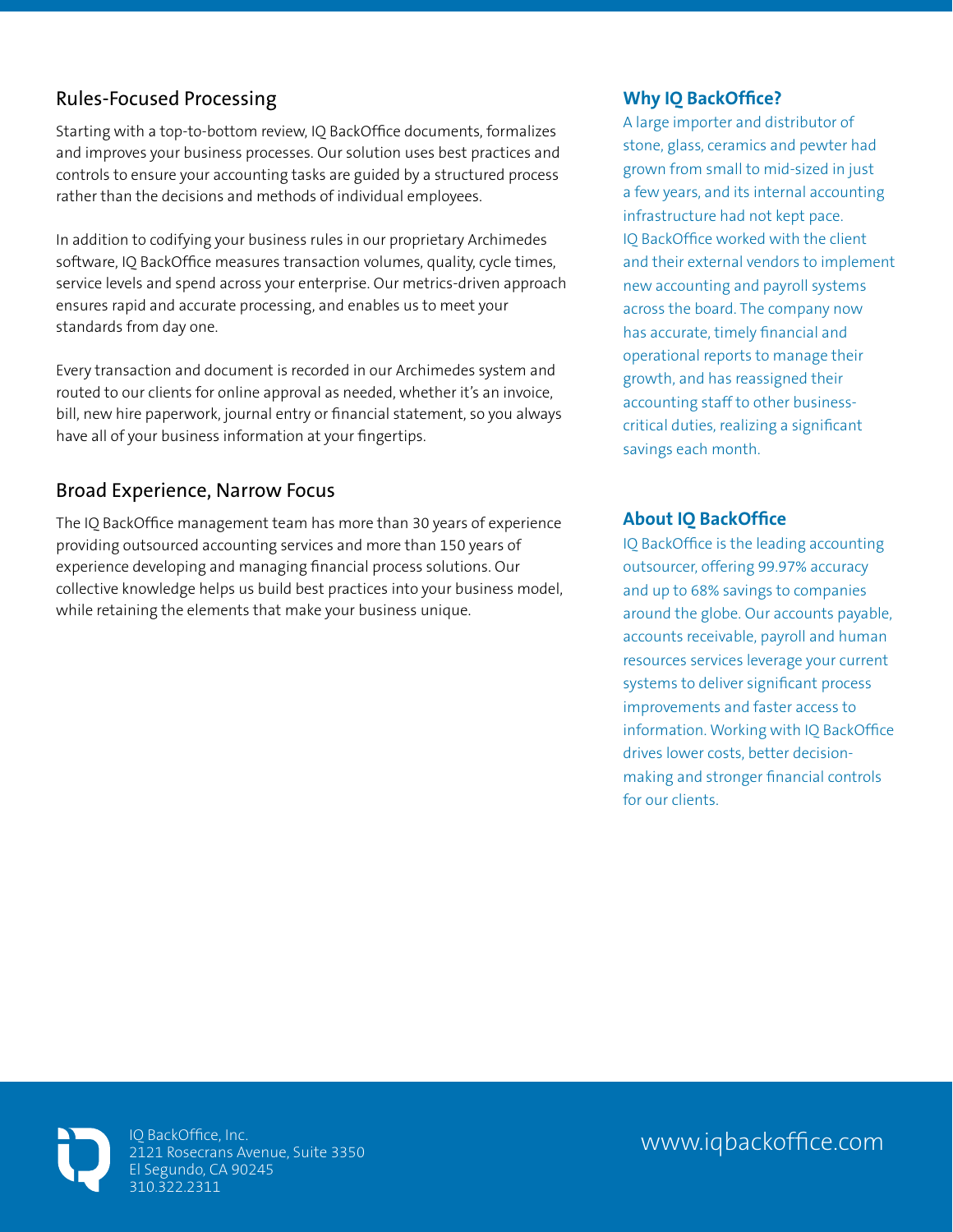## Rules-Focused Processing

Starting with a top-to-bottom review, IQ BackOffice documents, formalizes and improves your business processes. Our solution uses best practices and controls to ensure your accounting tasks are guided by a structured process rather than the decisions and methods of individual employees.

In addition to codifying your business rules in our proprietary Archimedes software, IQ BackOffice measures transaction volumes, quality, cycle times, service levels and spend across your enterprise. Our metrics-driven approach ensures rapid and accurate processing, and enables us to meet your standards from day one.

Every transaction and document is recorded in our Archimedes system and routed to our clients for online approval as needed, whether it's an invoice, bill, new hire paperwork, journal entry or financial statement, so you always have all of your business information at your fingertips.

## Broad Experience, Narrow Focus

The IQ BackOffice management team has more than 30 years of experience providing outsourced accounting services and more than 150 years of experience developing and managing financial process solutions. Our collective knowledge helps us build best practices into your business model, while retaining the elements that make your business unique.

### Why IQ BackOffice?

A large importer and distributor of stone, glass, ceramics and pewter had grown from small to mid-sized in just a few years, and its internal accounting infrastructure had not kept pace. IQ BackOffice worked with the client and their external vendors to implement new accounting and payroll systems across the board. The company now has accurate, timely financial and operational reports to manage their growth, and has reassigned their accounting staff to other business-critical duties, realizing a significant savings each month.

### About IQ BackOffice

IQ BackOffice is the leading accounting outsourcer, offering 99.97% accuracy and up to 68% savings to companies around the globe. Our accounts payable, accounts receivable, payroll and human resources services leverage your current systems to deliver significant process improvements and faster access to information. Working with IQ BackOffice drives lower costs, better decision-making and stronger financial controls for our clients.

IQ BackOffice, Inc.
2121 Rosecrans Avenue, Suite 3350
El Segundo, CA 90245
310.322.2311

www.iqbackoffice.com